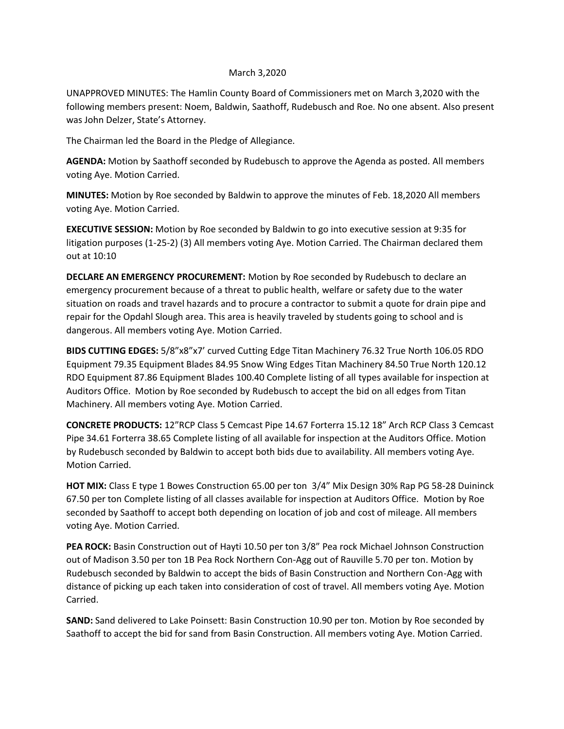March 3,2020

UNAPPROVED MINUTES: The Hamlin County Board of Commissioners met on March 3,2020 with the following members present: Noem, Baldwin, Saathoff, Rudebusch and Roe. No one absent. Also present was John Delzer, State's Attorney.

The Chairman led the Board in the Pledge of Allegiance.

**AGENDA:** Motion by Saathoff seconded by Rudebusch to approve the Agenda as posted. All members voting Aye. Motion Carried.

**MINUTES:** Motion by Roe seconded by Baldwin to approve the minutes of Feb. 18,2020 All members voting Aye. Motion Carried.

**EXECUTIVE SESSION:** Motion by Roe seconded by Baldwin to go into executive session at 9:35 for litigation purposes (1-25-2) (3) All members voting Aye. Motion Carried. The Chairman declared them out at 10:10

**DECLARE AN EMERGENCY PROCUREMENT:** Motion by Roe seconded by Rudebusch to declare an emergency procurement because of a threat to public health, welfare or safety due to the water situation on roads and travel hazards and to procure a contractor to submit a quote for drain pipe and repair for the Opdahl Slough area. This area is heavily traveled by students going to school and is dangerous. All members voting Aye. Motion Carried.

**BIDS CUTTING EDGES:** 5/8"x8"x7' curved Cutting Edge Titan Machinery 76.32 True North 106.05 RDO Equipment 79.35 Equipment Blades 84.95 Snow Wing Edges Titan Machinery 84.50 True North 120.12 RDO Equipment 87.86 Equipment Blades 100.40 Complete listing of all types available for inspection at Auditors Office. Motion by Roe seconded by Rudebusch to accept the bid on all edges from Titan Machinery. All members voting Aye. Motion Carried.

**CONCRETE PRODUCTS:** 12"RCP Class 5 Cemcast Pipe 14.67 Forterra 15.12 18" Arch RCP Class 3 Cemcast Pipe 34.61 Forterra 38.65 Complete listing of all available for inspection at the Auditors Office. Motion by Rudebusch seconded by Baldwin to accept both bids due to availability. All members voting Aye. Motion Carried.

**HOT MIX:** Class E type 1 Bowes Construction 65.00 per ton 3/4" Mix Design 30% Rap PG 58-28 Duininck 67.50 per ton Complete listing of all classes available for inspection at Auditors Office. Motion by Roe seconded by Saathoff to accept both depending on location of job and cost of mileage. All members voting Aye. Motion Carried.

**PEA ROCK:** Basin Construction out of Hayti 10.50 per ton 3/8" Pea rock Michael Johnson Construction out of Madison 3.50 per ton 1B Pea Rock Northern Con-Agg out of Rauville 5.70 per ton. Motion by Rudebusch seconded by Baldwin to accept the bids of Basin Construction and Northern Con-Agg with distance of picking up each taken into consideration of cost of travel. All members voting Aye. Motion Carried.

**SAND:** Sand delivered to Lake Poinsett: Basin Construction 10.90 per ton. Motion by Roe seconded by Saathoff to accept the bid for sand from Basin Construction. All members voting Aye. Motion Carried.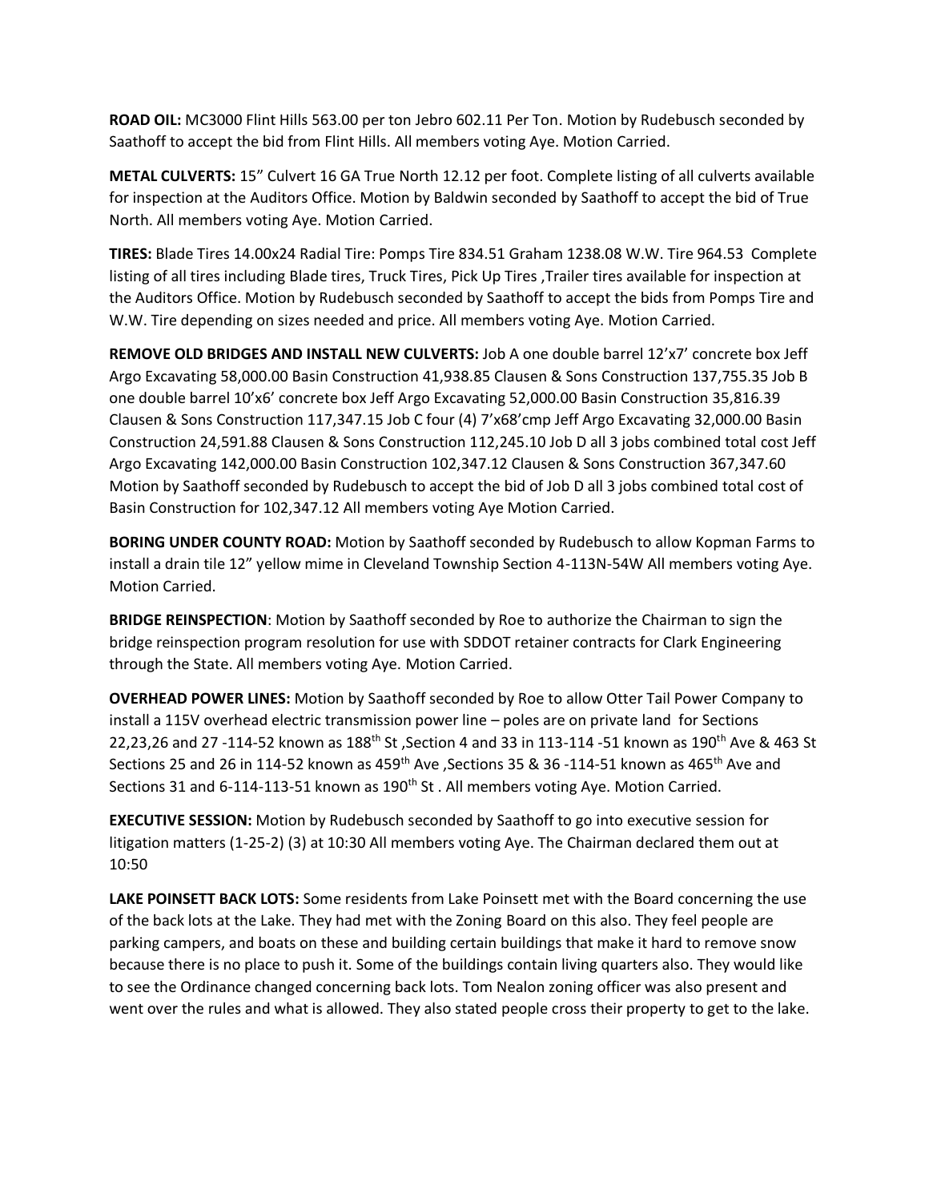**ROAD OIL:** MC3000 Flint Hills 563.00 per ton Jebro 602.11 Per Ton. Motion by Rudebusch seconded by Saathoff to accept the bid from Flint Hills. All members voting Aye. Motion Carried.

**METAL CULVERTS:** 15" Culvert 16 GA True North 12.12 per foot. Complete listing of all culverts available for inspection at the Auditors Office. Motion by Baldwin seconded by Saathoff to accept the bid of True North. All members voting Aye. Motion Carried.

**TIRES:** Blade Tires 14.00x24 Radial Tire: Pomps Tire 834.51 Graham 1238.08 W.W. Tire 964.53 Complete listing of all tires including Blade tires, Truck Tires, Pick Up Tires ,Trailer tires available for inspection at the Auditors Office. Motion by Rudebusch seconded by Saathoff to accept the bids from Pomps Tire and W.W. Tire depending on sizes needed and price. All members voting Aye. Motion Carried.

**REMOVE OLD BRIDGES AND INSTALL NEW CULVERTS:** Job A one double barrel 12'x7' concrete box Jeff Argo Excavating 58,000.00 Basin Construction 41,938.85 Clausen & Sons Construction 137,755.35 Job B one double barrel 10'x6' concrete box Jeff Argo Excavating 52,000.00 Basin Construction 35,816.39 Clausen & Sons Construction 117,347.15 Job C four (4) 7'x68'cmp Jeff Argo Excavating 32,000.00 Basin Construction 24,591.88 Clausen & Sons Construction 112,245.10 Job D all 3 jobs combined total cost Jeff Argo Excavating 142,000.00 Basin Construction 102,347.12 Clausen & Sons Construction 367,347.60 Motion by Saathoff seconded by Rudebusch to accept the bid of Job D all 3 jobs combined total cost of Basin Construction for 102,347.12 All members voting Aye Motion Carried.

**BORING UNDER COUNTY ROAD:** Motion by Saathoff seconded by Rudebusch to allow Kopman Farms to install a drain tile 12" yellow mime in Cleveland Township Section 4-113N-54W All members voting Aye. Motion Carried.

**BRIDGE REINSPECTION**: Motion by Saathoff seconded by Roe to authorize the Chairman to sign the bridge reinspection program resolution for use with SDDOT retainer contracts for Clark Engineering through the State. All members voting Aye. Motion Carried.

**OVERHEAD POWER LINES:** Motion by Saathoff seconded by Roe to allow Otter Tail Power Company to install a 115V overhead electric transmission power line – poles are on private land for Sections 22,23,26 and 27 -114-52 known as 188th St ,Section 4 and 33 in 113-114 -51 known as 190th Ave & 463 St Sections 25 and 26 in 114-52 known as 459th Ave ,Sections 35 & 36 -114-51 known as 465th Ave and Sections 31 and 6-114-113-51 known as 190th St . All members voting Aye. Motion Carried.

**EXECUTIVE SESSION:** Motion by Rudebusch seconded by Saathoff to go into executive session for litigation matters (1-25-2) (3) at 10:30 All members voting Aye. The Chairman declared them out at 10:50

**LAKE POINSETT BACK LOTS:** Some residents from Lake Poinsett met with the Board concerning the use of the back lots at the Lake. They had met with the Zoning Board on this also. They feel people are parking campers, and boats on these and building certain buildings that make it hard to remove snow because there is no place to push it. Some of the buildings contain living quarters also. They would like to see the Ordinance changed concerning back lots. Tom Nealon zoning officer was also present and went over the rules and what is allowed. They also stated people cross their property to get to the lake.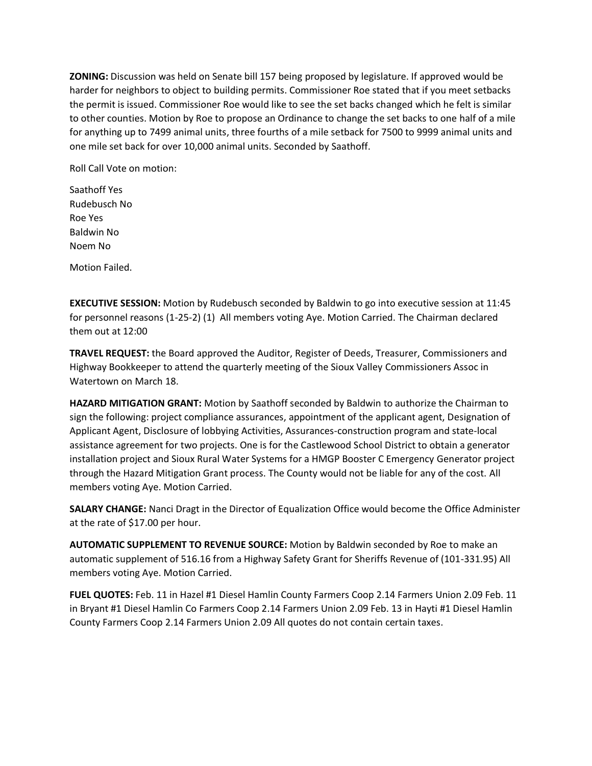**ZONING:** Discussion was held on Senate bill 157 being proposed by legislature. If approved would be harder for neighbors to object to building permits. Commissioner Roe stated that if you meet setbacks the permit is issued. Commissioner Roe would like to see the set backs changed which he felt is similar to other counties. Motion by Roe to propose an Ordinance to change the set backs to one half of a mile for anything up to 7499 animal units, three fourths of a mile setback for 7500 to 9999 animal units and one mile set back for over 10,000 animal units. Seconded by Saathoff.

Roll Call Vote on motion:

Saathoff Yes
Rudebusch No
Roe Yes
Baldwin No
Noem No

Motion Failed.

**EXECUTIVE SESSION:** Motion by Rudebusch seconded by Baldwin to go into executive session at 11:45 for personnel reasons (1-25-2) (1) All members voting Aye. Motion Carried. The Chairman declared them out at 12:00

**TRAVEL REQUEST:** the Board approved the Auditor, Register of Deeds, Treasurer, Commissioners and Highway Bookkeeper to attend the quarterly meeting of the Sioux Valley Commissioners Assoc in Watertown on March 18.

**HAZARD MITIGATION GRANT:** Motion by Saathoff seconded by Baldwin to authorize the Chairman to sign the following: project compliance assurances, appointment of the applicant agent, Designation of Applicant Agent, Disclosure of lobbying Activities, Assurances-construction program and state-local assistance agreement for two projects. One is for the Castlewood School District to obtain a generator installation project and Sioux Rural Water Systems for a HMGP Booster C Emergency Generator project through the Hazard Mitigation Grant process. The County would not be liable for any of the cost. All members voting Aye. Motion Carried.

**SALARY CHANGE:** Nanci Dragt in the Director of Equalization Office would become the Office Administer at the rate of $17.00 per hour.

**AUTOMATIC SUPPLEMENT TO REVENUE SOURCE:** Motion by Baldwin seconded by Roe to make an automatic supplement of 516.16 from a Highway Safety Grant for Sheriffs Revenue of (101-331.95) All members voting Aye. Motion Carried.

**FUEL QUOTES:** Feb. 11 in Hazel #1 Diesel Hamlin County Farmers Coop 2.14 Farmers Union 2.09 Feb. 11 in Bryant #1 Diesel Hamlin Co Farmers Coop 2.14 Farmers Union 2.09 Feb. 13 in Hayti #1 Diesel Hamlin County Farmers Coop 2.14 Farmers Union 2.09 All quotes do not contain certain taxes.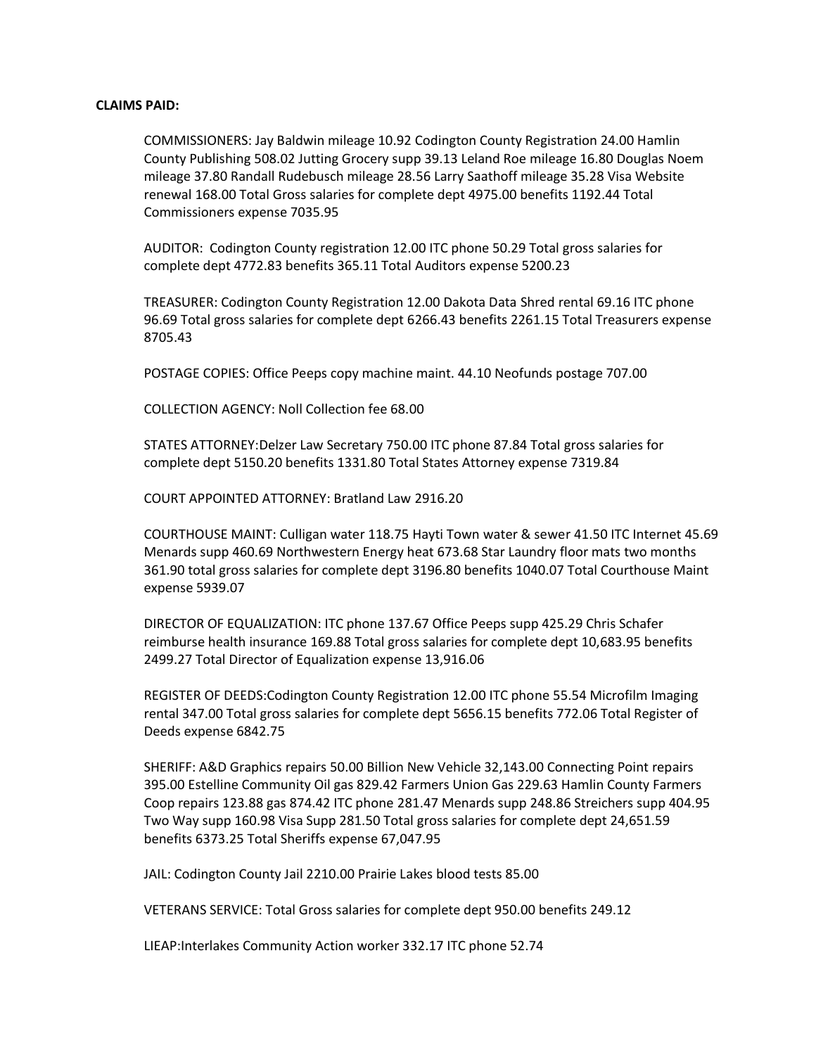**CLAIMS PAID:**

COMMISSIONERS: Jay Baldwin mileage 10.92 Codington County Registration 24.00 Hamlin County Publishing 508.02 Jutting Grocery supp 39.13 Leland Roe mileage 16.80 Douglas Noem mileage 37.80 Randall Rudebusch mileage 28.56 Larry Saathoff mileage 35.28 Visa Website renewal 168.00 Total Gross salaries for complete dept 4975.00 benefits 1192.44 Total Commissioners expense 7035.95

AUDITOR: Codington County registration 12.00 ITC phone 50.29 Total gross salaries for complete dept 4772.83 benefits 365.11 Total Auditors expense 5200.23

TREASURER: Codington County Registration 12.00 Dakota Data Shred rental 69.16 ITC phone 96.69 Total gross salaries for complete dept 6266.43 benefits 2261.15 Total Treasurers expense 8705.43

POSTAGE COPIES: Office Peeps copy machine maint. 44.10 Neofunds postage 707.00

COLLECTION AGENCY: Noll Collection fee 68.00

STATES ATTORNEY:Delzer Law Secretary 750.00 ITC phone 87.84 Total gross salaries for complete dept 5150.20 benefits 1331.80 Total States Attorney expense 7319.84

COURT APPOINTED ATTORNEY: Bratland Law 2916.20

COURTHOUSE MAINT: Culligan water 118.75 Hayti Town water & sewer 41.50 ITC Internet 45.69 Menards supp 460.69 Northwestern Energy heat 673.68 Star Laundry floor mats two months 361.90 total gross salaries for complete dept 3196.80 benefits 1040.07 Total Courthouse Maint expense 5939.07

DIRECTOR OF EQUALIZATION: ITC phone 137.67 Office Peeps supp 425.29 Chris Schafer reimburse health insurance 169.88 Total gross salaries for complete dept 10,683.95 benefits 2499.27 Total Director of Equalization expense 13,916.06

REGISTER OF DEEDS:Codington County Registration 12.00 ITC phone 55.54 Microfilm Imaging rental 347.00 Total gross salaries for complete dept 5656.15 benefits 772.06 Total Register of Deeds expense 6842.75

SHERIFF: A&D Graphics repairs 50.00 Billion New Vehicle 32,143.00 Connecting Point repairs 395.00 Estelline Community Oil gas 829.42 Farmers Union Gas 229.63 Hamlin County Farmers Coop repairs 123.88 gas 874.42 ITC phone 281.47 Menards supp 248.86 Streichers supp 404.95 Two Way supp 160.98 Visa Supp 281.50 Total gross salaries for complete dept 24,651.59 benefits 6373.25 Total Sheriffs expense 67,047.95

JAIL: Codington County Jail 2210.00 Prairie Lakes blood tests 85.00

VETERANS SERVICE: Total Gross salaries for complete dept 950.00 benefits 249.12

LIEAP:Interlakes Community Action worker 332.17 ITC phone 52.74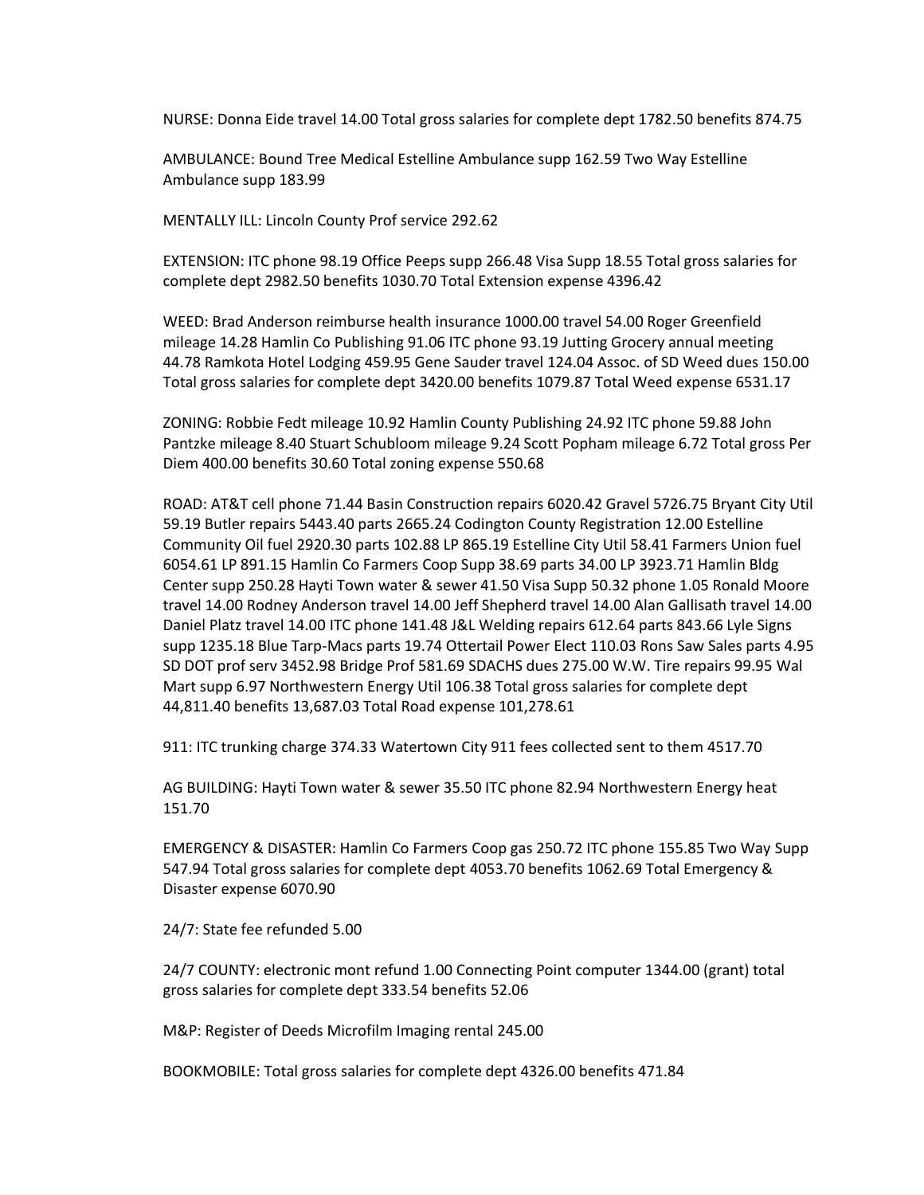NURSE: Donna Eide travel 14.00 Total gross salaries for complete dept 1782.50 benefits 874.75

AMBULANCE: Bound Tree Medical Estelline Ambulance supp 162.59 Two Way Estelline Ambulance supp 183.99

MENTALLY ILL: Lincoln County Prof service 292.62

EXTENSION: ITC phone 98.19 Office Peeps supp 266.48 Visa Supp 18.55 Total gross salaries for complete dept 2982.50 benefits 1030.70 Total Extension expense 4396.42

WEED: Brad Anderson reimburse health insurance 1000.00 travel 54.00 Roger Greenfield mileage 14.28 Hamlin Co Publishing 91.06 ITC phone 93.19 Jutting Grocery annual meeting 44.78 Ramkota Hotel Lodging 459.95 Gene Sauder travel 124.04 Assoc. of SD Weed dues 150.00 Total gross salaries for complete dept 3420.00 benefits 1079.87 Total Weed expense 6531.17

ZONING: Robbie Fedt mileage 10.92 Hamlin County Publishing 24.92 ITC phone 59.88 John Pantzke mileage 8.40 Stuart Schubloom mileage 9.24 Scott Popham mileage 6.72 Total gross Per Diem 400.00 benefits 30.60 Total zoning expense 550.68

ROAD: AT&T cell phone 71.44 Basin Construction repairs 6020.42 Gravel 5726.75 Bryant City Util 59.19 Butler repairs 5443.40 parts 2665.24 Codington County Registration 12.00 Estelline Community Oil fuel 2920.30 parts 102.88 LP 865.19 Estelline City Util 58.41 Farmers Union fuel 6054.61 LP 891.15 Hamlin Co Farmers Coop Supp 38.69 parts 34.00 LP 3923.71 Hamlin Bldg Center supp 250.28 Hayti Town water & sewer 41.50 Visa Supp 50.32 phone 1.05 Ronald Moore travel 14.00 Rodney Anderson travel 14.00 Jeff Shepherd travel 14.00 Alan Gallisath travel 14.00 Daniel Platz travel 14.00 ITC phone 141.48 J&L Welding repairs 612.64 parts 843.66 Lyle Signs supp 1235.18 Blue Tarp-Macs parts 19.74 Ottertail Power Elect 110.03 Rons Saw Sales parts 4.95 SD DOT prof serv 3452.98 Bridge Prof 581.69 SDACHS dues 275.00 W.W. Tire repairs 99.95 Wal Mart supp 6.97 Northwestern Energy Util 106.38 Total gross salaries for complete dept 44,811.40 benefits 13,687.03 Total Road expense 101,278.61

911: ITC trunking charge 374.33 Watertown City 911 fees collected sent to them 4517.70

AG BUILDING: Hayti Town water & sewer 35.50 ITC phone 82.94 Northwestern Energy heat 151.70

EMERGENCY & DISASTER: Hamlin Co Farmers Coop gas 250.72 ITC phone 155.85 Two Way Supp 547.94 Total gross salaries for complete dept 4053.70 benefits 1062.69 Total Emergency & Disaster expense 6070.90

24/7: State fee refunded 5.00

24/7 COUNTY: electronic mont refund 1.00 Connecting Point computer 1344.00 (grant) total gross salaries for complete dept 333.54 benefits 52.06

M&P: Register of Deeds Microfilm Imaging rental 245.00

BOOKMOBILE: Total gross salaries for complete dept 4326.00 benefits 471.84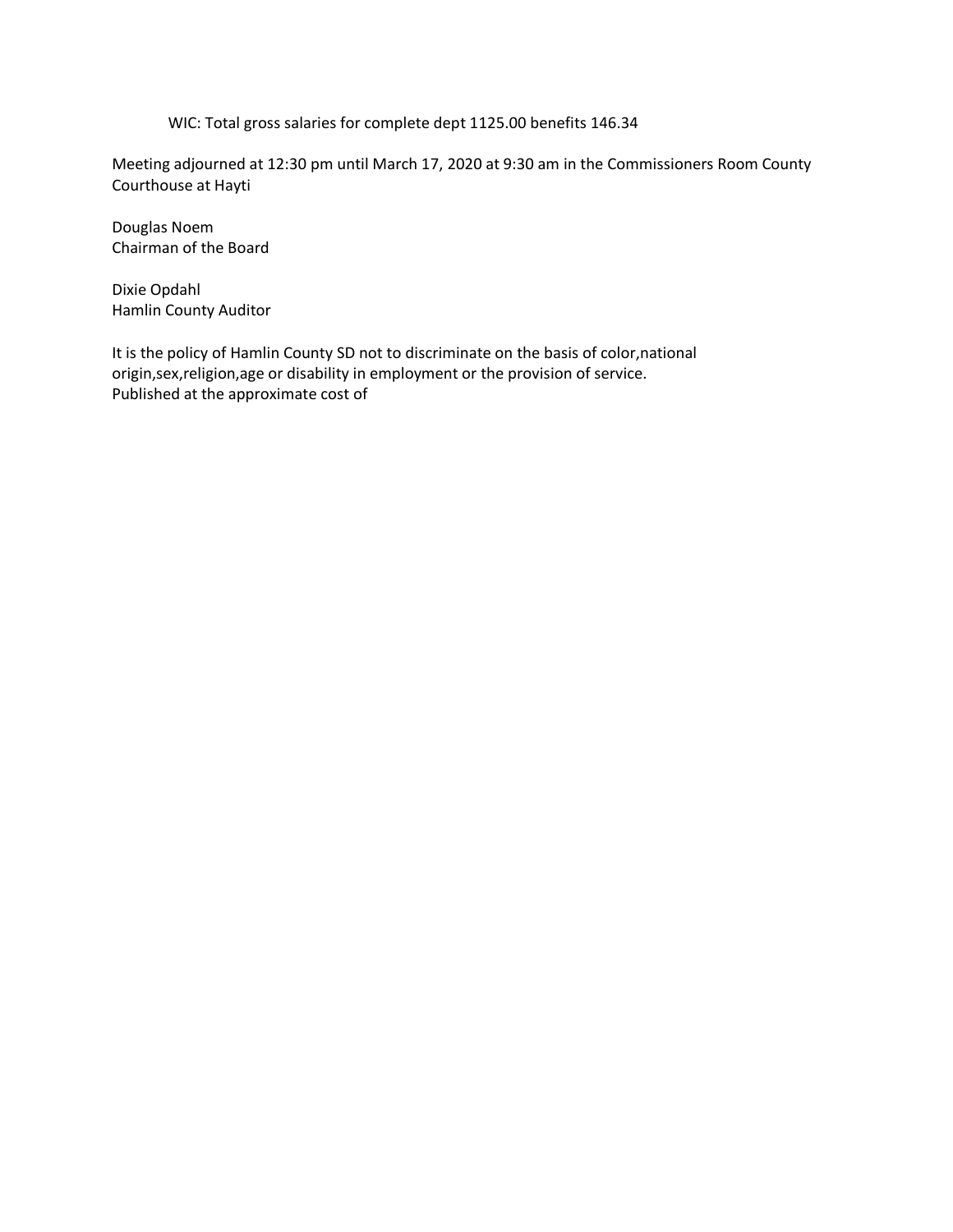WIC: Total gross salaries for complete dept 1125.00 benefits 146.34

Meeting adjourned at 12:30 pm until March 17, 2020 at 9:30 am in the Commissioners Room County Courthouse at Hayti

Douglas Noem
Chairman of the Board

Dixie Opdahl
Hamlin County Auditor

It is the policy of Hamlin County SD not to discriminate on the basis of color,national origin,sex,religion,age or disability in employment or the provision of service.
Published at the approximate cost of